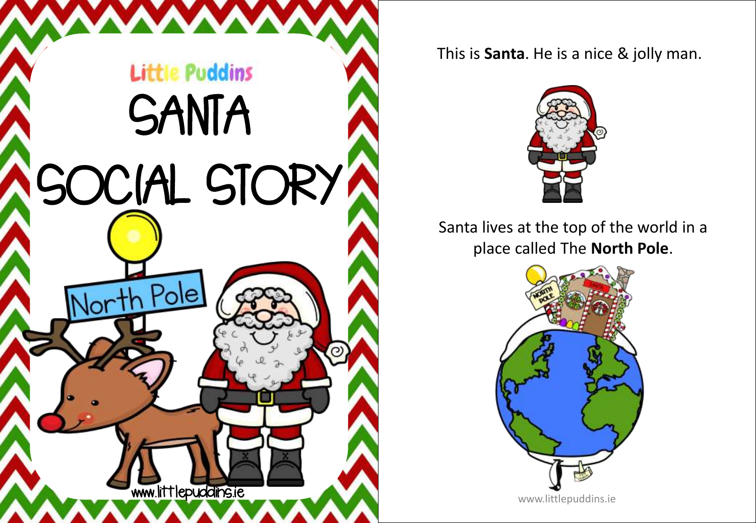Little Puddins

# SANTA SOCIAL STORY

North Pole

www.littlepuddins.ie

This is **Santa**. He is a nice & jolly man.

Santa lives at the top of the world in a place called The **North Pole**.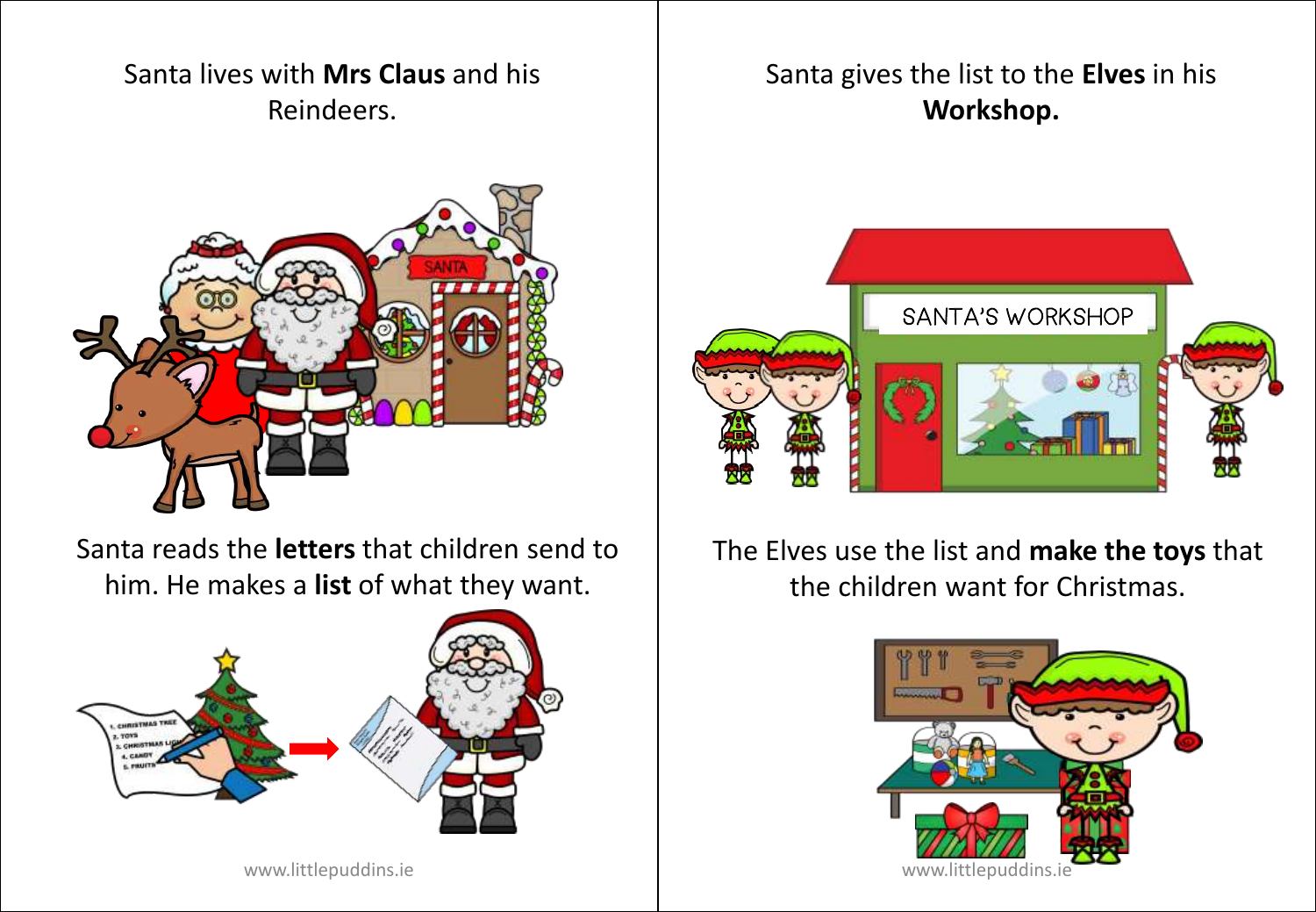Santa lives with **Mrs Claus** and his Reindeers.

Santa reads the **letters** that children send to him. He makes a **list** of what they want.

Santa gives the list to the **Elves** in his **Workshop.**

The Elves use the list and **make the toys** that the children want for Christmas.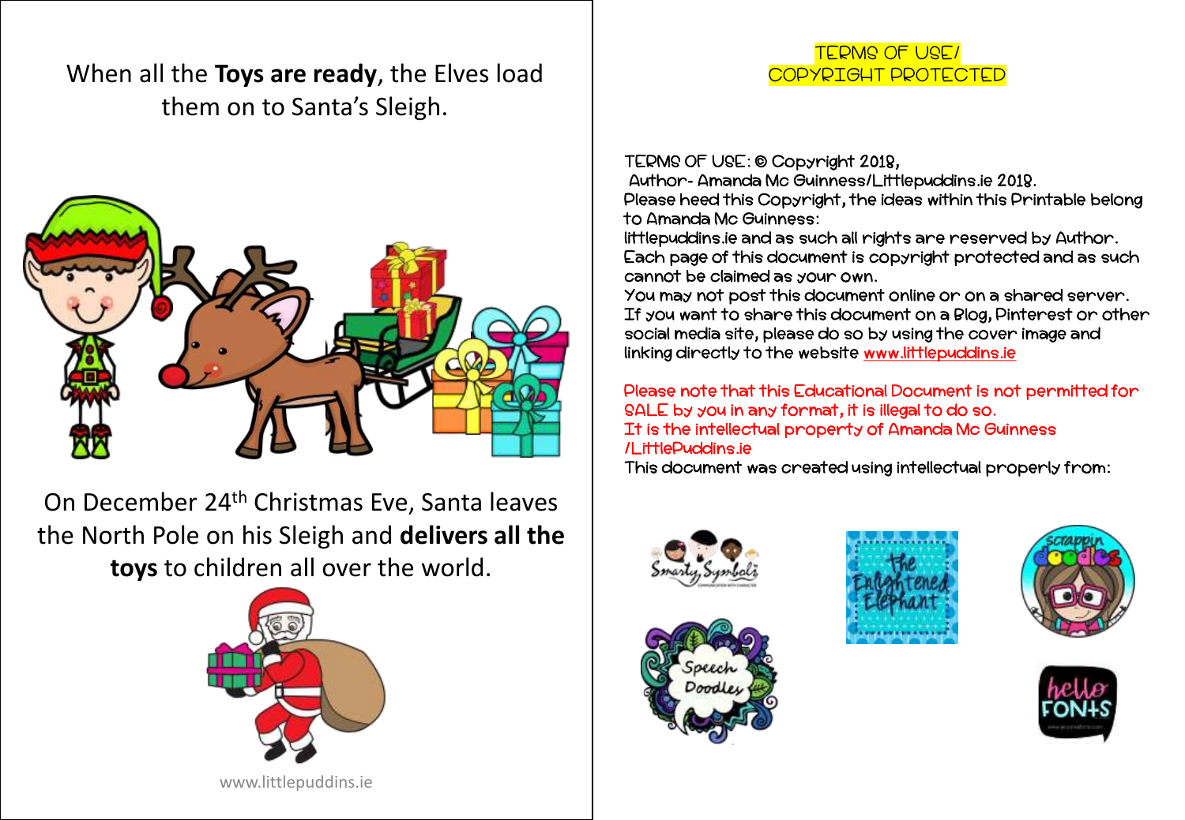When all the **Toys are ready**, the Elves load them on to Santa's Sleigh.

On December 24th Christmas Eve, Santa leaves the North Pole on his Sleigh and **delivers all the toys** to children all over the world.

www.littlepuddins.ie

TERMS OF USE/
COPYRIGHT PROTECTED

TERMS OF USE: © Copyright 2018,
Author- Amanda Mc Guinness/Littlepuddins.ie 2018.
Please heed this Copyright, the ideas within this Printable belong to Amanda Mc Guinness:
littlepuddins.ie and as such all rights are reserved by Author.
Each page of this document is copyright protected and as such cannot be claimed as your own.
You may not post this document online or on a shared server.
If you want to share this document on a Blog, Pinterest or other social media site, please do so by using the cover image and linking directly to the website www.littlepuddins.ie

Please note that this Educational Document is not permitted for SALE by you in any format, it is illegal to do so.
It is the intellectual property of Amanda Mc Guinness /LittlePuddins.ie
This document was created using intellectual properly from: